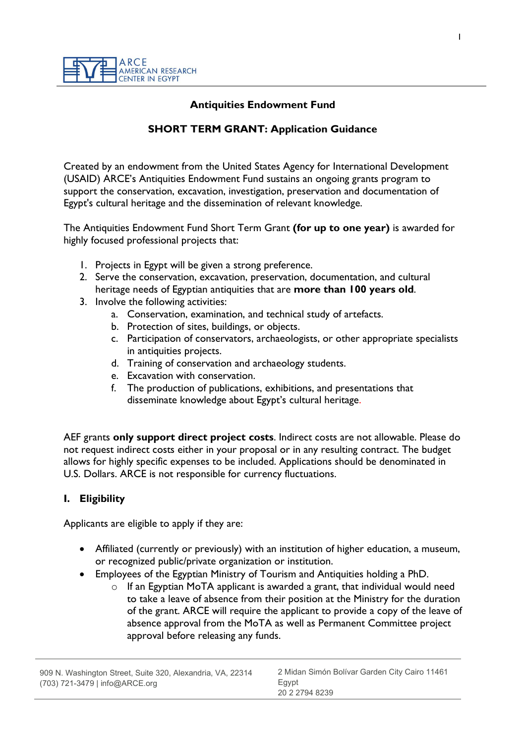## Antiquities Endowment Fund

## SHORT TERM GRANT: Application Guidance

Created by an endowment from the United States Agency for International Development (USAID) ARCE's Antiquities Endowment Fund sustains an ongoing grants program to support the conservation, excavation, investigation, preservation and documentation of Egypt's cultural heritage and the dissemination of relevant knowledge.

The Antiquities Endowment Fund Short Term Grant **(for up to one year)** is awarded for highly focused professional projects that:

1. Projects in Egypt will be given a strong preference.
2. Serve the conservation, excavation, preservation, documentation, and cultural heritage needs of Egyptian antiquities that are **more than 100 years old**.
3. Involve the following activities:
   a. Conservation, examination, and technical study of artefacts.
   b. Protection of sites, buildings, or objects.
   c. Participation of conservators, archaeologists, or other appropriate specialists in antiquities projects.
   d. Training of conservation and archaeology students.
   e. Excavation with conservation.
   f. The production of publications, exhibitions, and presentations that disseminate knowledge about Egypt's cultural heritage.

AEF grants **only support direct project costs**. Indirect costs are not allowable. Please do not request indirect costs either in your proposal or in any resulting contract. The budget allows for highly specific expenses to be included. Applications should be denominated in U.S. Dollars. ARCE is not responsible for currency fluctuations.

### I. Eligibility

Applicants are eligible to apply if they are:

- Affiliated (currently or previously) with an institution of higher education, a museum, or recognized public/private organization or institution.
- Employees of the Egyptian Ministry of Tourism and Antiquities holding a PhD.
  - If an Egyptian MoTA applicant is awarded a grant, that individual would need to take a leave of absence from their position at the Ministry for the duration of the grant. ARCE will require the applicant to provide a copy of the leave of absence approval from the MoTA as well as Permanent Committee project approval before releasing any funds.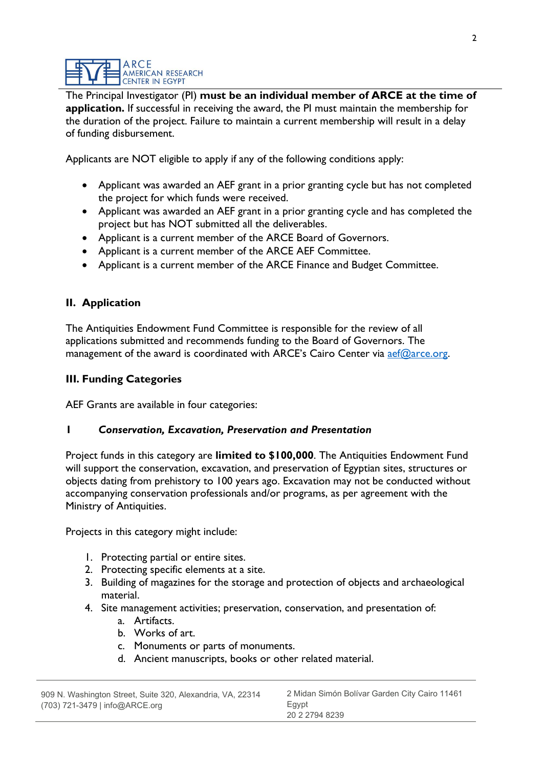The Principal Investigator (PI) **must be an individual member of ARCE at the time of application.** If successful in receiving the award, the PI must maintain the membership for the duration of the project. Failure to maintain a current membership will result in a delay of funding disbursement.

Applicants are NOT eligible to apply if any of the following conditions apply:

- Applicant was awarded an AEF grant in a prior granting cycle but has not completed the project for which funds were received.
- Applicant was awarded an AEF grant in a prior granting cycle and has completed the project but has NOT submitted all the deliverables.
- Applicant is a current member of the ARCE Board of Governors.
- Applicant is a current member of the ARCE AEF Committee.
- Applicant is a current member of the ARCE Finance and Budget Committee.

## II. Application

The Antiquities Endowment Fund Committee is responsible for the review of all applications submitted and recommends funding to the Board of Governors. The management of the award is coordinated with ARCE's Cairo Center via aef@arce.org.

## III. Funding Categories

AEF Grants are available in four categories:

### 1 *Conservation, Excavation, Preservation and Presentation*

Project funds in this category are **limited to $100,000**. The Antiquities Endowment Fund will support the conservation, excavation, and preservation of Egyptian sites, structures or objects dating from prehistory to 100 years ago. Excavation may not be conducted without accompanying conservation professionals and/or programs, as per agreement with the Ministry of Antiquities.

Projects in this category might include:

1. Protecting partial or entire sites.
2. Protecting specific elements at a site.
3. Building of magazines for the storage and protection of objects and archaeological material.
4. Site management activities; preservation, conservation, and presentation of:
   a. Artifacts.
   b. Works of art.
   c. Monuments or parts of monuments.
   d. Ancient manuscripts, books or other related material.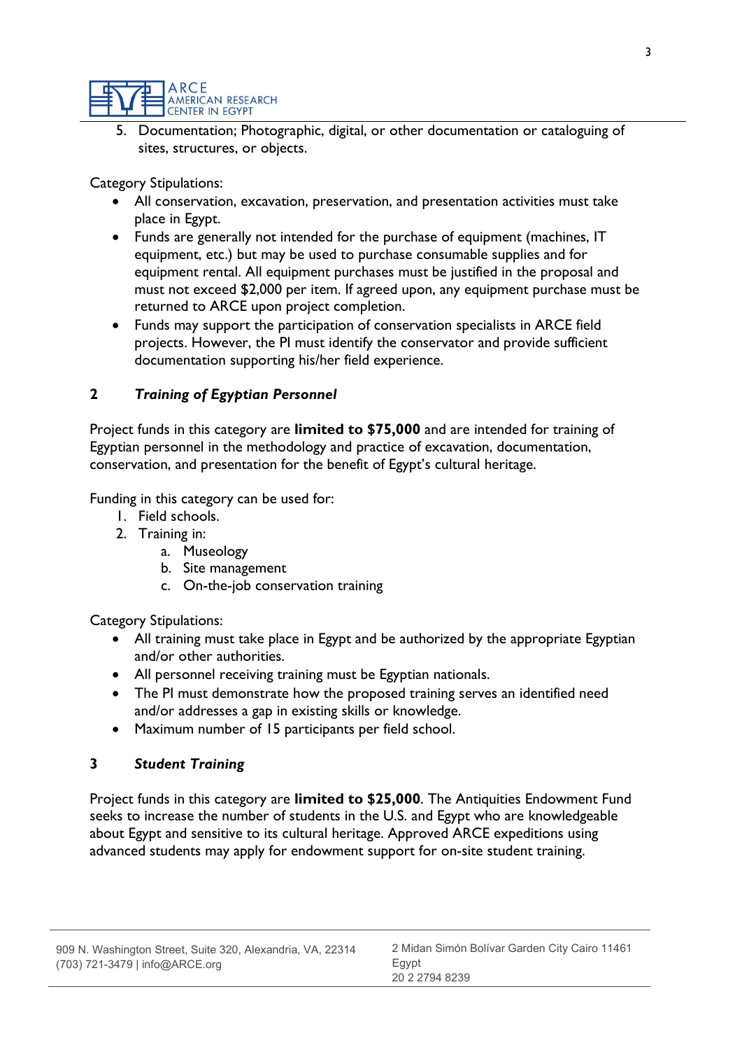5. Documentation; Photographic, digital, or other documentation or cataloguing of sites, structures, or objects.

Category Stipulations:

- All conservation, excavation, preservation, and presentation activities must take place in Egypt.
- Funds are generally not intended for the purchase of equipment (machines, IT equipment, etc.) but may be used to purchase consumable supplies and for equipment rental. All equipment purchases must be justified in the proposal and must not exceed $2,000 per item. If agreed upon, any equipment purchase must be returned to ARCE upon project completion.
- Funds may support the participation of conservation specialists in ARCE field projects. However, the PI must identify the conservator and provide sufficient documentation supporting his/her field experience.

## 2 *Training of Egyptian Personnel*

Project funds in this category are **limited to $75,000** and are intended for training of Egyptian personnel in the methodology and practice of excavation, documentation, conservation, and presentation for the benefit of Egypt's cultural heritage.

Funding in this category can be used for:

1. Field schools.
2. Training in:
   a. Museology
   b. Site management
   c. On-the-job conservation training

Category Stipulations:

- All training must take place in Egypt and be authorized by the appropriate Egyptian and/or other authorities.
- All personnel receiving training must be Egyptian nationals.
- The PI must demonstrate how the proposed training serves an identified need and/or addresses a gap in existing skills or knowledge.
- Maximum number of 15 participants per field school.

## 3 *Student Training*

Project funds in this category are **limited to $25,000**. The Antiquities Endowment Fund seeks to increase the number of students in the U.S. and Egypt who are knowledgeable about Egypt and sensitive to its cultural heritage. Approved ARCE expeditions using advanced students may apply for endowment support for on-site student training.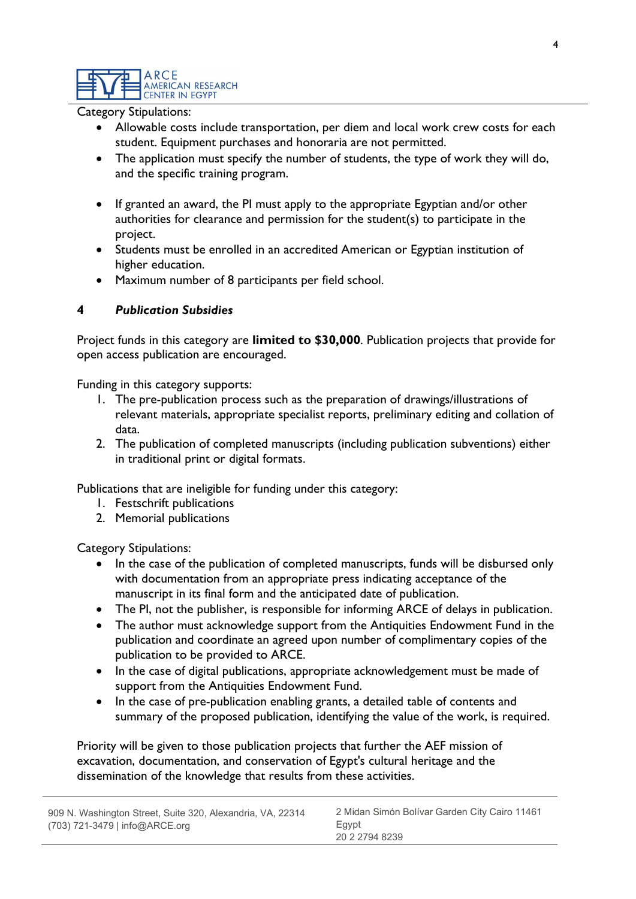Category Stipulations:

- Allowable costs include transportation, per diem and local work crew costs for each student. Equipment purchases and honoraria are not permitted.
- The application must specify the number of students, the type of work they will do, and the specific training program.
- If granted an award, the PI must apply to the appropriate Egyptian and/or other authorities for clearance and permission for the student(s) to participate in the project.
- Students must be enrolled in an accredited American or Egyptian institution of higher education.
- Maximum number of 8 participants per field school.

### 4 *Publication Subsidies*

Project funds in this category are **limited to $30,000**. Publication projects that provide for open access publication are encouraged.

Funding in this category supports:

1. The pre-publication process such as the preparation of drawings/illustrations of relevant materials, appropriate specialist reports, preliminary editing and collation of data.
2. The publication of completed manuscripts (including publication subventions) either in traditional print or digital formats.

Publications that are ineligible for funding under this category:

1. Festschrift publications
2. Memorial publications

Category Stipulations:

- In the case of the publication of completed manuscripts, funds will be disbursed only with documentation from an appropriate press indicating acceptance of the manuscript in its final form and the anticipated date of publication.
- The PI, not the publisher, is responsible for informing ARCE of delays in publication.
- The author must acknowledge support from the Antiquities Endowment Fund in the publication and coordinate an agreed upon number of complimentary copies of the publication to be provided to ARCE.
- In the case of digital publications, appropriate acknowledgement must be made of support from the Antiquities Endowment Fund.
- In the case of pre-publication enabling grants, a detailed table of contents and summary of the proposed publication, identifying the value of the work, is required.

Priority will be given to those publication projects that further the AEF mission of excavation, documentation, and conservation of Egypt's cultural heritage and the dissemination of the knowledge that results from these activities.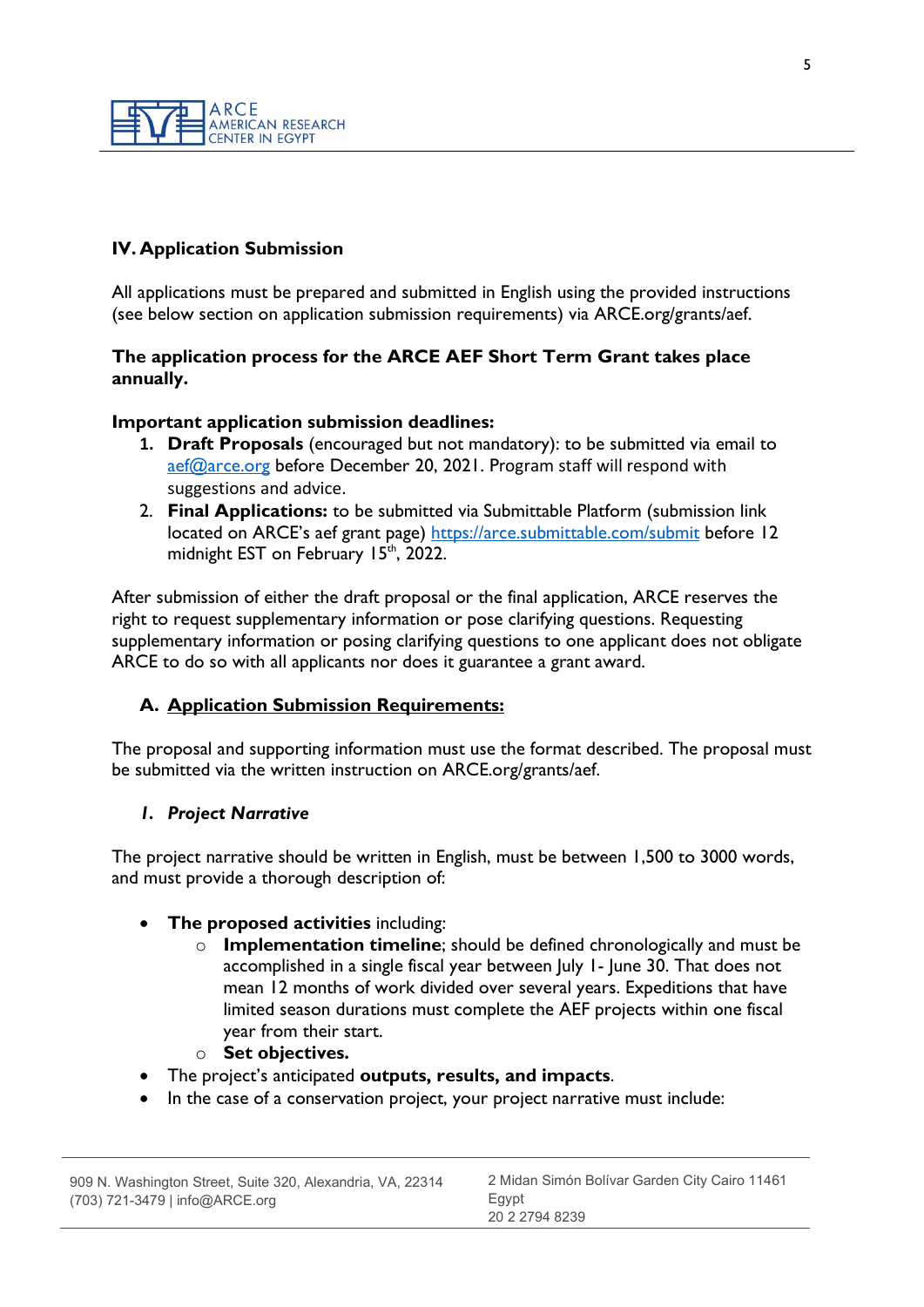## IV. Application Submission

All applications must be prepared and submitted in English using the provided instructions (see below section on application submission requirements) via ARCE.org/grants/aef.

**The application process for the ARCE AEF Short Term Grant takes place annually.**

**Important application submission deadlines:**

1. **Draft Proposals** (encouraged but not mandatory): to be submitted via email to aef@arce.org before December 20, 2021. Program staff will respond with suggestions and advice.
2. **Final Applications:** to be submitted via Submittable Platform (submission link located on ARCE's aef grant page) https://arce.submittable.com/submit before 12 midnight EST on February 15th, 2022.

After submission of either the draft proposal or the final application, ARCE reserves the right to request supplementary information or pose clarifying questions. Requesting supplementary information or posing clarifying questions to one applicant does not obligate ARCE to do so with all applicants nor does it guarantee a grant award.

### A. Application Submission Requirements:

The proposal and supporting information must use the format described. The proposal must be submitted via the written instruction on ARCE.org/grants/aef.

#### *1. Project Narrative*

The project narrative should be written in English, must be between 1,500 to 3000 words, and must provide a thorough description of:

- **The proposed activities** including:
  - **Implementation timeline**; should be defined chronologically and must be accomplished in a single fiscal year between July 1- June 30. That does not mean 12 months of work divided over several years. Expeditions that have limited season durations must complete the AEF projects within one fiscal year from their start.
  - **Set objectives.**
- The project's anticipated **outputs, results, and impacts**.
- In the case of a conservation project, your project narrative must include: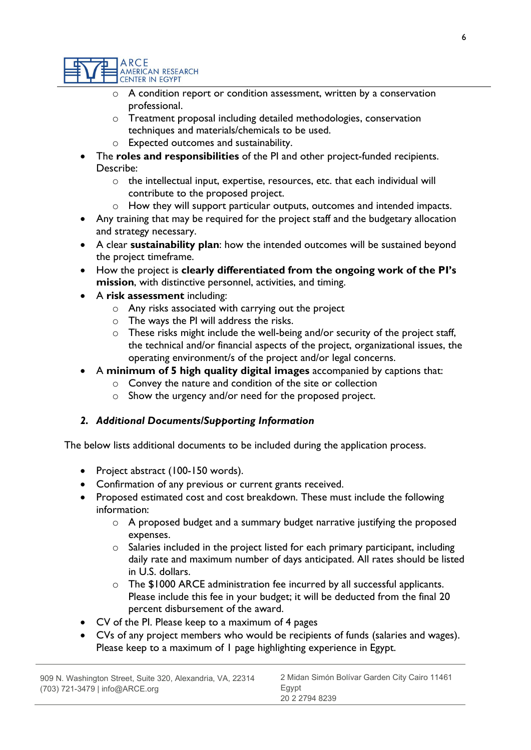- A condition report or condition assessment, written by a conservation professional.
  - Treatment proposal including detailed methodologies, conservation techniques and materials/chemicals to be used.
  - Expected outcomes and sustainability.
- The **roles and responsibilities** of the PI and other project-funded recipients. Describe:
  - the intellectual input, expertise, resources, etc. that each individual will contribute to the proposed project.
  - How they will support particular outputs, outcomes and intended impacts.
- Any training that may be required for the project staff and the budgetary allocation and strategy necessary.
- A clear **sustainability plan**: how the intended outcomes will be sustained beyond the project timeframe.
- How the project is **clearly differentiated from the ongoing work of the PI's mission**, with distinctive personnel, activities, and timing.
- A **risk assessment** including:
  - Any risks associated with carrying out the project
  - The ways the PI will address the risks.
  - These risks might include the well-being and/or security of the project staff, the technical and/or financial aspects of the project, organizational issues, the operating environment/s of the project and/or legal concerns.
- A **minimum of 5 high quality digital images** accompanied by captions that:
  - Convey the nature and condition of the site or collection
  - Show the urgency and/or need for the proposed project.

### *2. Additional Documents/Supporting Information*

The below lists additional documents to be included during the application process.

- Project abstract (100-150 words).
- Confirmation of any previous or current grants received.
- Proposed estimated cost and cost breakdown. These must include the following information:
  - A proposed budget and a summary budget narrative justifying the proposed expenses.
  - Salaries included in the project listed for each primary participant, including daily rate and maximum number of days anticipated. All rates should be listed in U.S. dollars.
  - The $1000 ARCE administration fee incurred by all successful applicants. Please include this fee in your budget; it will be deducted from the final 20 percent disbursement of the award.
- CV of the PI. Please keep to a maximum of 4 pages
- CVs of any project members who would be recipients of funds (salaries and wages). Please keep to a maximum of 1 page highlighting experience in Egypt.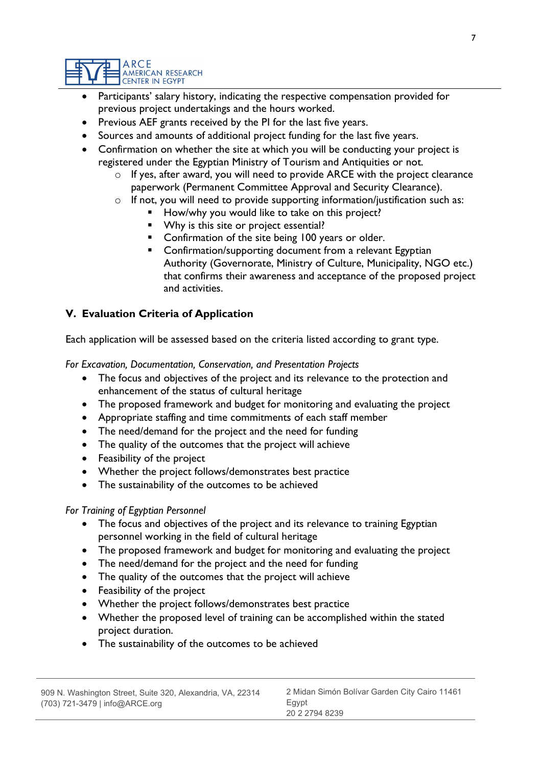- Participants' salary history, indicating the respective compensation provided for previous project undertakings and the hours worked.
- Previous AEF grants received by the PI for the last five years.
- Sources and amounts of additional project funding for the last five years.
- Confirmation on whether the site at which you will be conducting your project is registered under the Egyptian Ministry of Tourism and Antiquities or not.
    - If yes, after award, you will need to provide ARCE with the project clearance paperwork (Permanent Committee Approval and Security Clearance).
    - If not, you will need to provide supporting information/justification such as:
        - How/why you would like to take on this project?
        - Why is this site or project essential?
        - Confirmation of the site being 100 years or older.
        - Confirmation/supporting document from a relevant Egyptian Authority (Governorate, Ministry of Culture, Municipality, NGO etc.) that confirms their awareness and acceptance of the proposed project and activities.

## V. Evaluation Criteria of Application

Each application will be assessed based on the criteria listed according to grant type.

*For Excavation, Documentation, Conservation, and Presentation Projects*

- The focus and objectives of the project and its relevance to the protection and enhancement of the status of cultural heritage
- The proposed framework and budget for monitoring and evaluating the project
- Appropriate staffing and time commitments of each staff member
- The need/demand for the project and the need for funding
- The quality of the outcomes that the project will achieve
- Feasibility of the project
- Whether the project follows/demonstrates best practice
- The sustainability of the outcomes to be achieved

*For Training of Egyptian Personnel*

- The focus and objectives of the project and its relevance to training Egyptian personnel working in the field of cultural heritage
- The proposed framework and budget for monitoring and evaluating the project
- The need/demand for the project and the need for funding
- The quality of the outcomes that the project will achieve
- Feasibility of the project
- Whether the project follows/demonstrates best practice
- Whether the proposed level of training can be accomplished within the stated project duration.
- The sustainability of the outcomes to be achieved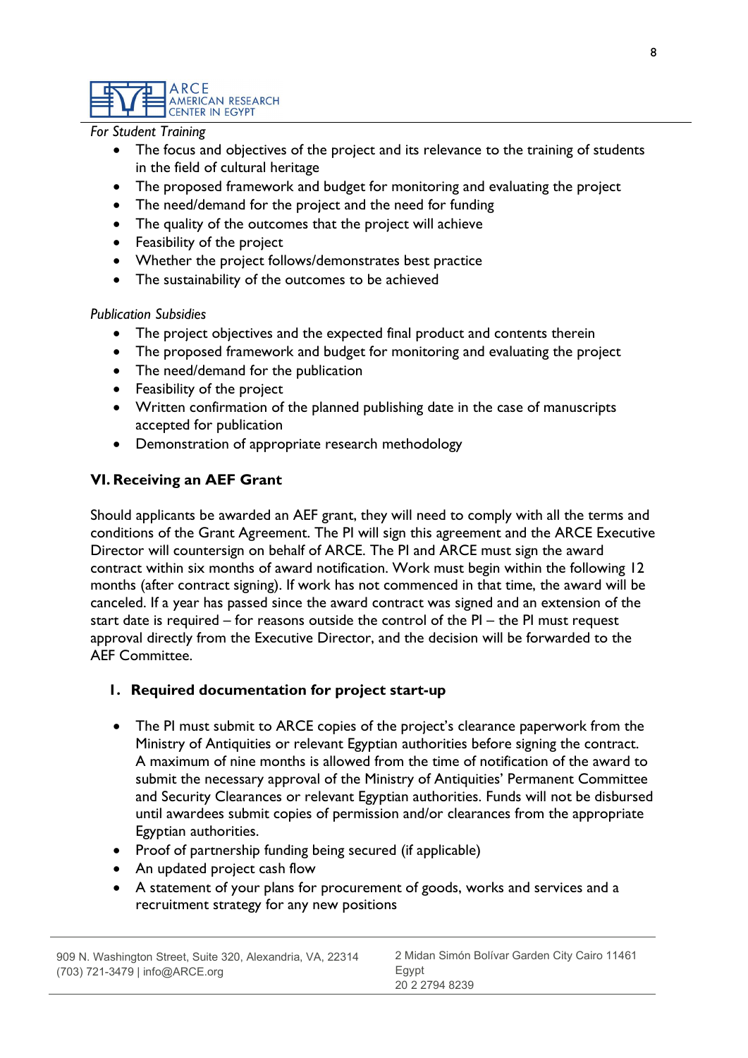*For Student Training*

- The focus and objectives of the project and its relevance to the training of students in the field of cultural heritage
- The proposed framework and budget for monitoring and evaluating the project
- The need/demand for the project and the need for funding
- The quality of the outcomes that the project will achieve
- Feasibility of the project
- Whether the project follows/demonstrates best practice
- The sustainability of the outcomes to be achieved

*Publication Subsidies*

- The project objectives and the expected final product and contents therein
- The proposed framework and budget for monitoring and evaluating the project
- The need/demand for the publication
- Feasibility of the project
- Written confirmation of the planned publishing date in the case of manuscripts accepted for publication
- Demonstration of appropriate research methodology

## VI. Receiving an AEF Grant

Should applicants be awarded an AEF grant, they will need to comply with all the terms and conditions of the Grant Agreement. The PI will sign this agreement and the ARCE Executive Director will countersign on behalf of ARCE. The PI and ARCE must sign the award contract within six months of award notification. Work must begin within the following 12 months (after contract signing). If work has not commenced in that time, the award will be canceled. If a year has passed since the award contract was signed and an extension of the start date is required – for reasons outside the control of the PI – the PI must request approval directly from the Executive Director, and the decision will be forwarded to the AEF Committee.

### 1. Required documentation for project start-up

- The PI must submit to ARCE copies of the project's clearance paperwork from the Ministry of Antiquities or relevant Egyptian authorities before signing the contract. A maximum of nine months is allowed from the time of notification of the award to submit the necessary approval of the Ministry of Antiquities' Permanent Committee and Security Clearances or relevant Egyptian authorities. Funds will not be disbursed until awardees submit copies of permission and/or clearances from the appropriate Egyptian authorities.
- Proof of partnership funding being secured (if applicable)
- An updated project cash flow
- A statement of your plans for procurement of goods, works and services and a recruitment strategy for any new positions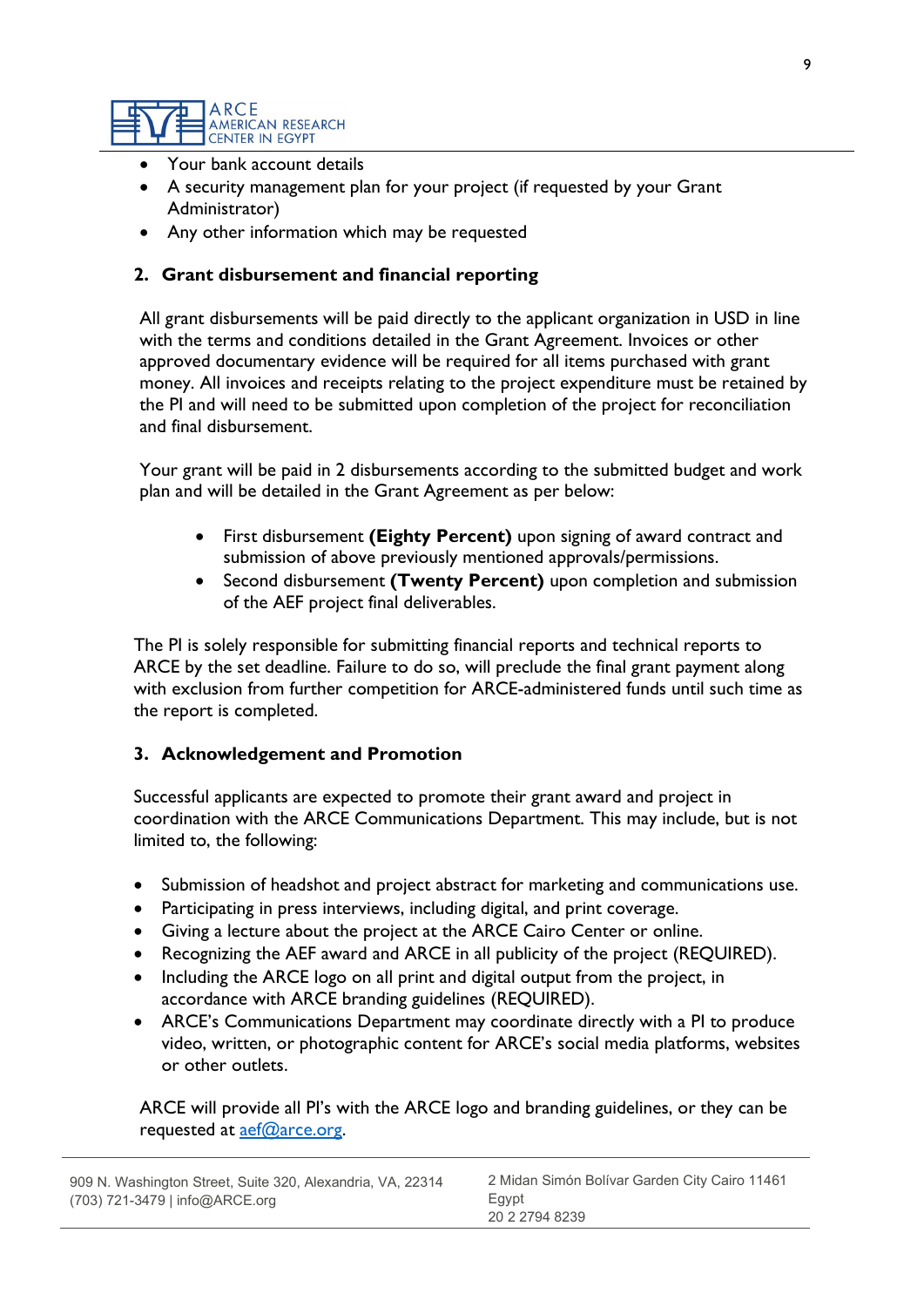- Your bank account details
- A security management plan for your project (if requested by your Grant Administrator)
- Any other information which may be requested

## 2. Grant disbursement and financial reporting

All grant disbursements will be paid directly to the applicant organization in USD in line with the terms and conditions detailed in the Grant Agreement. Invoices or other approved documentary evidence will be required for all items purchased with grant money. All invoices and receipts relating to the project expenditure must be retained by the PI and will need to be submitted upon completion of the project for reconciliation and final disbursement.

Your grant will be paid in 2 disbursements according to the submitted budget and work plan and will be detailed in the Grant Agreement as per below:

- First disbursement **(Eighty Percent)** upon signing of award contract and submission of above previously mentioned approvals/permissions.
- Second disbursement **(Twenty Percent)** upon completion and submission of the AEF project final deliverables.

The PI is solely responsible for submitting financial reports and technical reports to ARCE by the set deadline. Failure to do so, will preclude the final grant payment along with exclusion from further competition for ARCE-administered funds until such time as the report is completed.

## 3. Acknowledgement and Promotion

Successful applicants are expected to promote their grant award and project in coordination with the ARCE Communications Department. This may include, but is not limited to, the following:

- Submission of headshot and project abstract for marketing and communications use.
- Participating in press interviews, including digital, and print coverage.
- Giving a lecture about the project at the ARCE Cairo Center or online.
- Recognizing the AEF award and ARCE in all publicity of the project (REQUIRED).
- Including the ARCE logo on all print and digital output from the project, in accordance with ARCE branding guidelines (REQUIRED).
- ARCE's Communications Department may coordinate directly with a PI to produce video, written, or photographic content for ARCE's social media platforms, websites or other outlets.

ARCE will provide all PI's with the ARCE logo and branding guidelines, or they can be requested at aef@arce.org.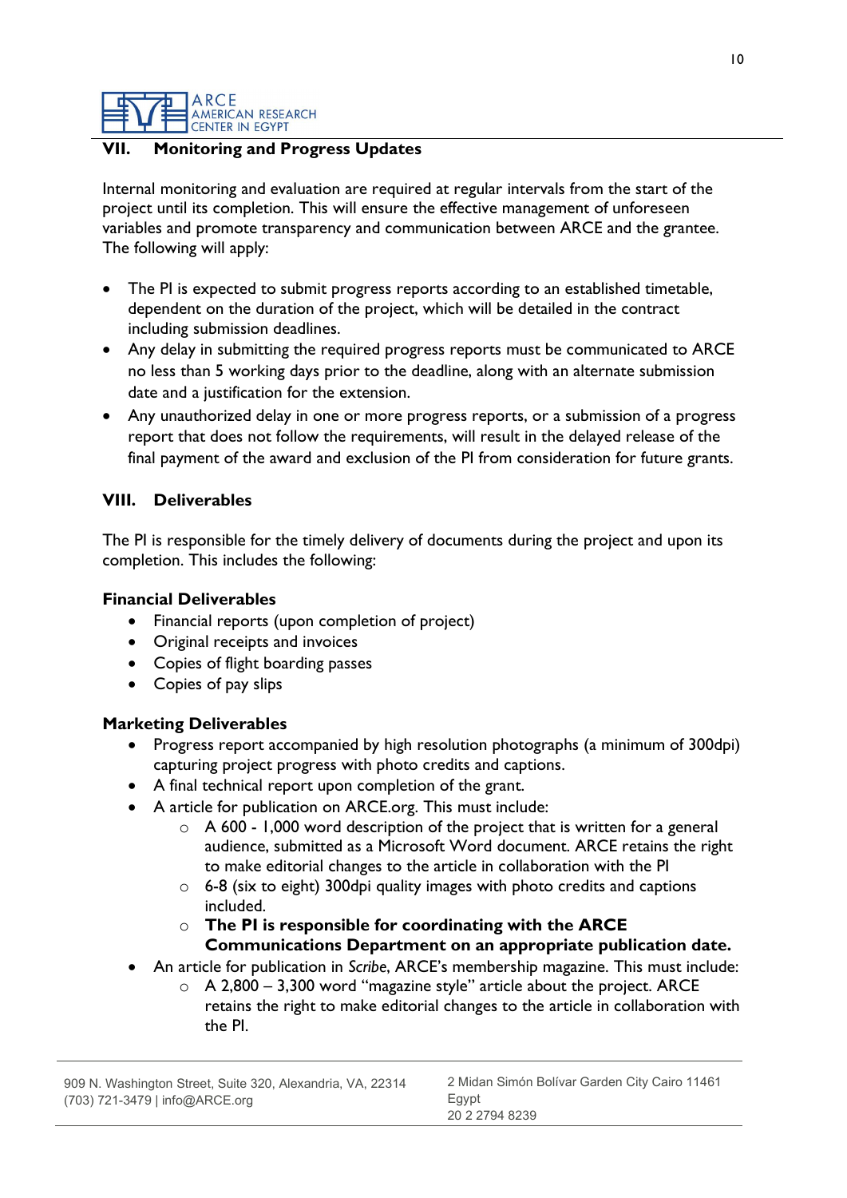## VII. Monitoring and Progress Updates

Internal monitoring and evaluation are required at regular intervals from the start of the project until its completion. This will ensure the effective management of unforeseen variables and promote transparency and communication between ARCE and the grantee. The following will apply:

- The PI is expected to submit progress reports according to an established timetable, dependent on the duration of the project, which will be detailed in the contract including submission deadlines.
- Any delay in submitting the required progress reports must be communicated to ARCE no less than 5 working days prior to the deadline, along with an alternate submission date and a justification for the extension.
- Any unauthorized delay in one or more progress reports, or a submission of a progress report that does not follow the requirements, will result in the delayed release of the final payment of the award and exclusion of the PI from consideration for future grants.

## VIII. Deliverables

The PI is responsible for the timely delivery of documents during the project and upon its completion. This includes the following:

**Financial Deliverables**

- Financial reports (upon completion of project)
- Original receipts and invoices
- Copies of flight boarding passes
- Copies of pay slips

**Marketing Deliverables**

- Progress report accompanied by high resolution photographs (a minimum of 300dpi) capturing project progress with photo credits and captions.
- A final technical report upon completion of the grant.
- A article for publication on ARCE.org. This must include:
  - A 600 - 1,000 word description of the project that is written for a general audience, submitted as a Microsoft Word document. ARCE retains the right to make editorial changes to the article in collaboration with the PI
  - 6-8 (six to eight) 300dpi quality images with photo credits and captions included.
  - **The PI is responsible for coordinating with the ARCE Communications Department on an appropriate publication date.**
- An article for publication in *Scribe*, ARCE's membership magazine. This must include:
  - A 2,800 – 3,300 word "magazine style" article about the project. ARCE retains the right to make editorial changes to the article in collaboration with the PI.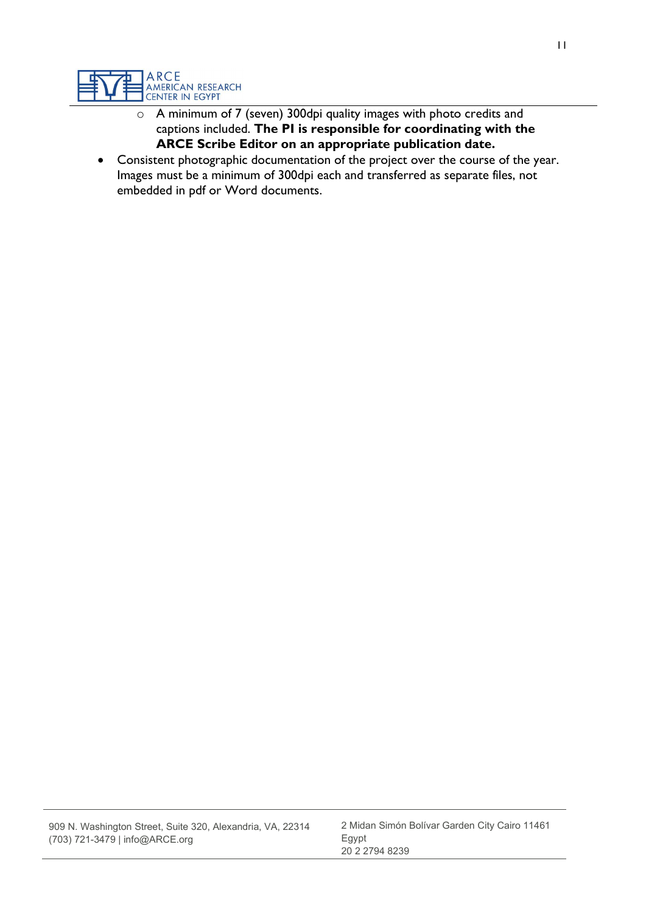- A minimum of 7 (seven) 300dpi quality images with photo credits and captions included. **The PI is responsible for coordinating with the ARCE Scribe Editor on an appropriate publication date.**

- Consistent photographic documentation of the project over the course of the year. Images must be a minimum of 300dpi each and transferred as separate files, not embedded in pdf or Word documents.